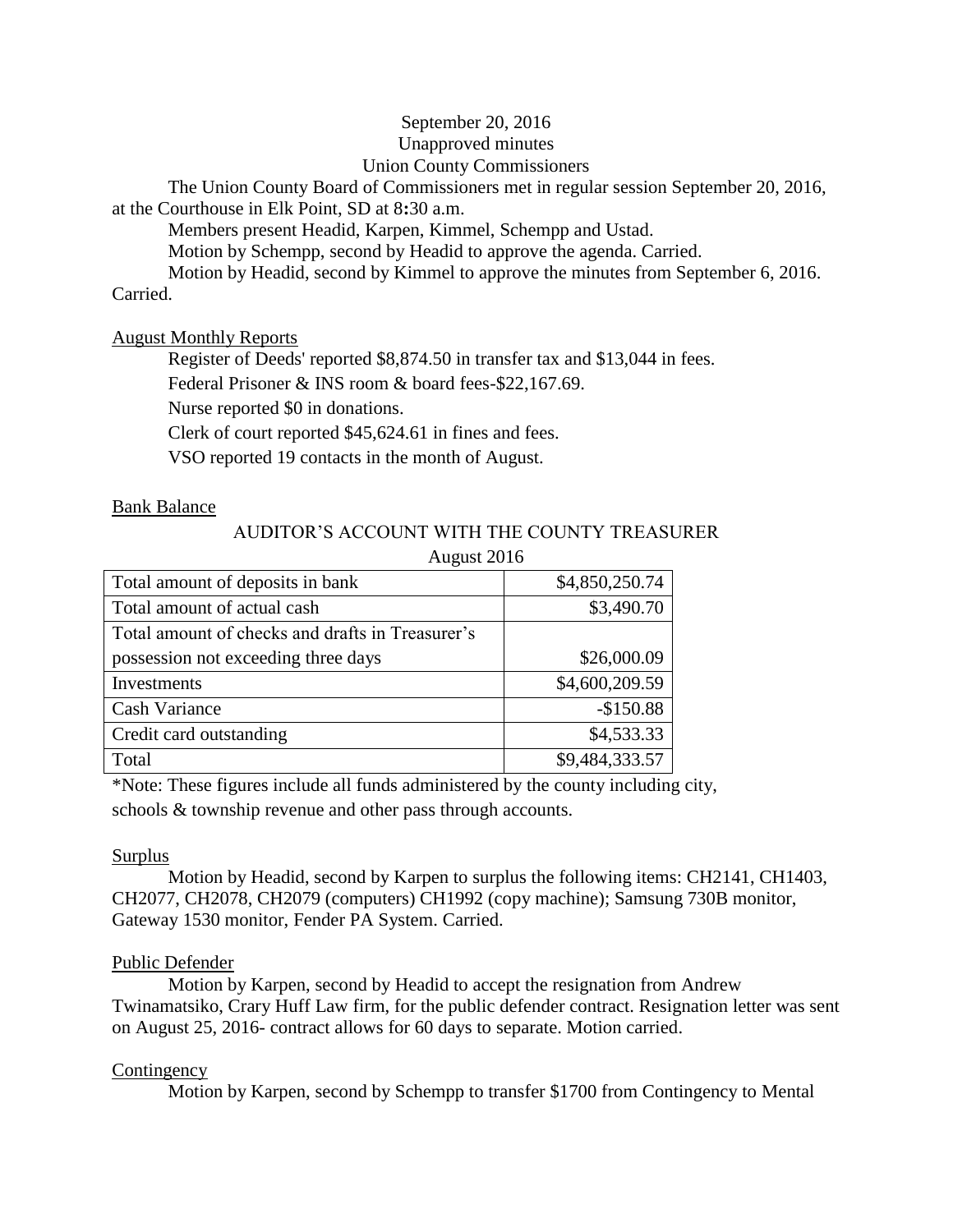September 20, 2016

Unapproved minutes

Union County Commissioners

The Union County Board of Commissioners met in regular session September 20, 2016, at the Courthouse in Elk Point, SD at 8:30 a.m.

Members present Headid, Karpen, Kimmel, Schempp and Ustad.

Motion by Schempp, second by Headid to approve the agenda. Carried.

Motion by Headid, second by Kimmel to approve the minutes from September 6, 2016. Carried.

## August Monthly Reports

Register of Deeds' reported $8,874.50 in transfer tax and $13,044 in fees.

Federal Prisoner & INS room & board fees-$22,167.69.

Nurse reported $0 in donations.

Clerk of court reported $45,624.61 in fines and fees.

VSO reported 19 contacts in the month of August.

## Bank Balance

AUDITOR'S ACCOUNT WITH THE COUNTY TREASURER

August 2016

| | |
|---|---|
| Total amount of deposits in bank | $4,850,250.74 |
| Total amount of actual cash | $3,490.70 |
| Total amount of checks and drafts in Treasurer's possession not exceeding three days | $26,000.09 |
| Investments | $4,600,209.59 |
| Cash Variance | -$150.88 |
| Credit card outstanding | $4,533.33 |
| Total | $9,484,333.57 |

*Note: These figures include all funds administered by the county including city, schools & township revenue and other pass through accounts.

## Surplus

Motion by Headid, second by Karpen to surplus the following items: CH2141, CH1403, CH2077, CH2078, CH2079 (computers) CH1992 (copy machine); Samsung 730B monitor, Gateway 1530 monitor, Fender PA System. Carried.

## Public Defender

Motion by Karpen, second by Headid to accept the resignation from Andrew Twinamatsiko, Crary Huff Law firm, for the public defender contract. Resignation letter was sent on August 25, 2016- contract allows for 60 days to separate. Motion carried.

## Contingency

Motion by Karpen, second by Schempp to transfer $1700 from Contingency to Mental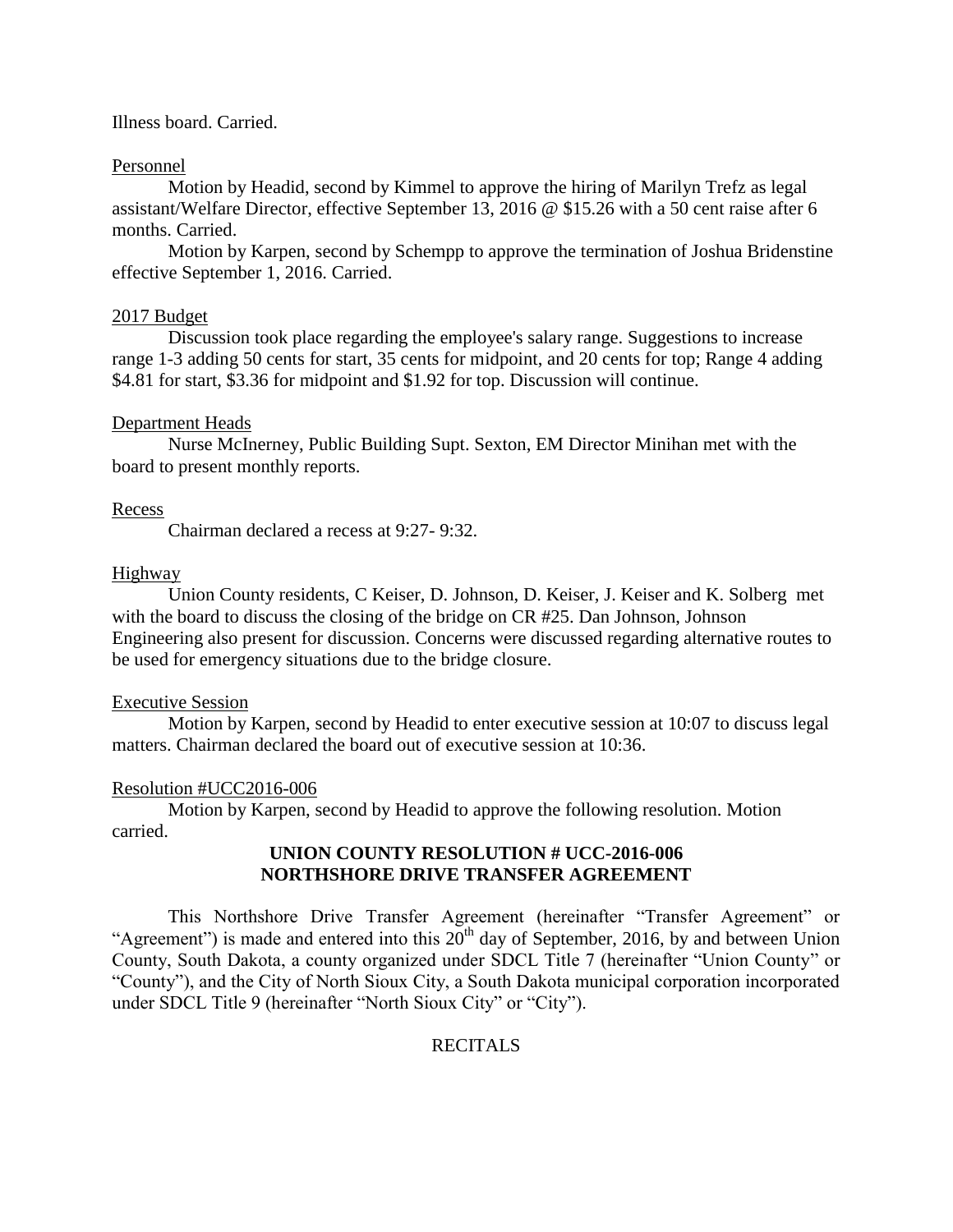Illness board. Carried.

Personnel

Motion by Headid, second by Kimmel to approve the hiring of Marilyn Trefz as legal assistant/Welfare Director, effective September 13, 2016 @ $15.26 with a 50 cent raise after 6 months. Carried.

Motion by Karpen, second by Schempp to approve the termination of Joshua Bridenstine effective September 1, 2016. Carried.

2017 Budget

Discussion took place regarding the employee's salary range. Suggestions to increase range 1-3 adding 50 cents for start, 35 cents for midpoint, and 20 cents for top; Range 4 adding $4.81 for start, $3.36 for midpoint and $1.92 for top. Discussion will continue.

Department Heads

Nurse McInerney, Public Building Supt. Sexton, EM Director Minihan met with the board to present monthly reports.

Recess

Chairman declared a recess at 9:27- 9:32.

Highway

Union County residents, C Keiser, D. Johnson, D. Keiser, J. Keiser and K. Solberg met with the board to discuss the closing of the bridge on CR #25. Dan Johnson, Johnson Engineering also present for discussion. Concerns were discussed regarding alternative routes to be used for emergency situations due to the bridge closure.

Executive Session

Motion by Karpen, second by Headid to enter executive session at 10:07 to discuss legal matters. Chairman declared the board out of executive session at 10:36.

Resolution #UCC2016-006

Motion by Karpen, second by Headid to approve the following resolution. Motion carried.

**UNION COUNTY RESOLUTION # UCC-2016-006**
**NORTHSHORE DRIVE TRANSFER AGREEMENT**

This Northshore Drive Transfer Agreement (hereinafter "Transfer Agreement" or "Agreement") is made and entered into this 20th day of September, 2016, by and between Union County, South Dakota, a county organized under SDCL Title 7 (hereinafter "Union County" or "County"), and the City of North Sioux City, a South Dakota municipal corporation incorporated under SDCL Title 9 (hereinafter "North Sioux City" or "City").

RECITALS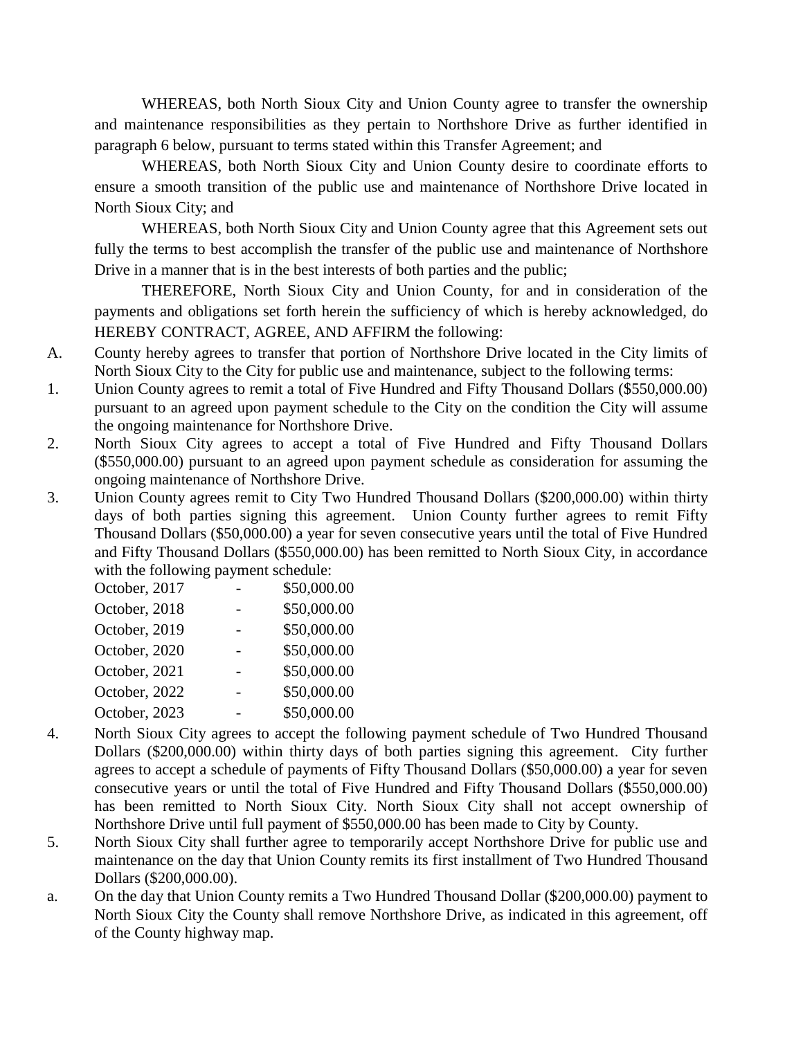WHEREAS, both North Sioux City and Union County agree to transfer the ownership and maintenance responsibilities as they pertain to Northshore Drive as further identified in paragraph 6 below, pursuant to terms stated within this Transfer Agreement; and

WHEREAS, both North Sioux City and Union County desire to coordinate efforts to ensure a smooth transition of the public use and maintenance of Northshore Drive located in North Sioux City; and

WHEREAS, both North Sioux City and Union County agree that this Agreement sets out fully the terms to best accomplish the transfer of the public use and maintenance of Northshore Drive in a manner that is in the best interests of both parties and the public;

THEREFORE, North Sioux City and Union County, for and in consideration of the payments and obligations set forth herein the sufficiency of which is hereby acknowledged, do HEREBY CONTRACT, AGREE, AND AFFIRM the following:

A. County hereby agrees to transfer that portion of Northshore Drive located in the City limits of North Sioux City to the City for public use and maintenance, subject to the following terms:

1. Union County agrees to remit a total of Five Hundred and Fifty Thousand Dollars ($550,000.00) pursuant to an agreed upon payment schedule to the City on the condition the City will assume the ongoing maintenance for Northshore Drive.

2. North Sioux City agrees to accept a total of Five Hundred and Fifty Thousand Dollars ($550,000.00) pursuant to an agreed upon payment schedule as consideration for assuming the ongoing maintenance of Northshore Drive.

3. Union County agrees remit to City Two Hundred Thousand Dollars ($200,000.00) within thirty days of both parties signing this agreement. Union County further agrees to remit Fifty Thousand Dollars ($50,000.00) a year for seven consecutive years until the total of Five Hundred and Fifty Thousand Dollars ($550,000.00) has been remitted to North Sioux City, in accordance with the following payment schedule:

   October, 2017 - $50,000.00
   October, 2018 - $50,000.00
   October, 2019 - $50,000.00
   October, 2020 - $50,000.00
   October, 2021 - $50,000.00
   October, 2022 - $50,000.00
   October, 2023 - $50,000.00

4. North Sioux City agrees to accept the following payment schedule of Two Hundred Thousand Dollars ($200,000.00) within thirty days of both parties signing this agreement. City further agrees to accept a schedule of payments of Fifty Thousand Dollars ($50,000.00) a year for seven consecutive years or until the total of Five Hundred and Fifty Thousand Dollars ($550,000.00) has been remitted to North Sioux City. North Sioux City shall not accept ownership of Northshore Drive until full payment of $550,000.00 has been made to City by County.

5. North Sioux City shall further agree to temporarily accept Northshore Drive for public use and maintenance on the day that Union County remits its first installment of Two Hundred Thousand Dollars ($200,000.00).

a. On the day that Union County remits a Two Hundred Thousand Dollar ($200,000.00) payment to North Sioux City the County shall remove Northshore Drive, as indicated in this agreement, off of the County highway map.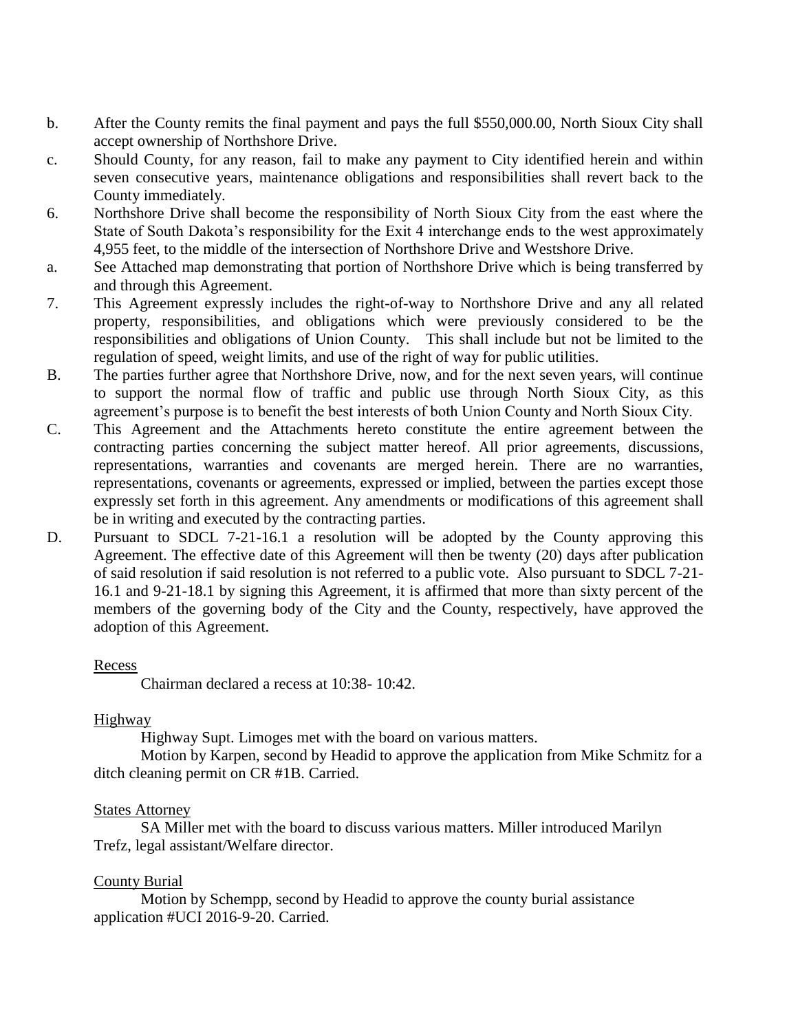b. After the County remits the final payment and pays the full $550,000.00, North Sioux City shall accept ownership of Northshore Drive.

c. Should County, for any reason, fail to make any payment to City identified herein and within seven consecutive years, maintenance obligations and responsibilities shall revert back to the County immediately.

6. Northshore Drive shall become the responsibility of North Sioux City from the east where the State of South Dakota's responsibility for the Exit 4 interchange ends to the west approximately 4,955 feet, to the middle of the intersection of Northshore Drive and Westshore Drive.

a. See Attached map demonstrating that portion of Northshore Drive which is being transferred by and through this Agreement.

7. This Agreement expressly includes the right-of-way to Northshore Drive and any all related property, responsibilities, and obligations which were previously considered to be the responsibilities and obligations of Union County. This shall include but not be limited to the regulation of speed, weight limits, and use of the right of way for public utilities.

B. The parties further agree that Northshore Drive, now, and for the next seven years, will continue to support the normal flow of traffic and public use through North Sioux City, as this agreement's purpose is to benefit the best interests of both Union County and North Sioux City.

C. This Agreement and the Attachments hereto constitute the entire agreement between the contracting parties concerning the subject matter hereof. All prior agreements, discussions, representations, warranties and covenants are merged herein. There are no warranties, representations, covenants or agreements, expressed or implied, between the parties except those expressly set forth in this agreement. Any amendments or modifications of this agreement shall be in writing and executed by the contracting parties.

D. Pursuant to SDCL 7-21-16.1 a resolution will be adopted by the County approving this Agreement. The effective date of this Agreement will then be twenty (20) days after publication of said resolution if said resolution is not referred to a public vote. Also pursuant to SDCL 7-21-16.1 and 9-21-18.1 by signing this Agreement, it is affirmed that more than sixty percent of the members of the governing body of the City and the County, respectively, have approved the adoption of this Agreement.

Recess

Chairman declared a recess at 10:38- 10:42.

Highway

Highway Supt. Limoges met with the board on various matters.

Motion by Karpen, second by Headid to approve the application from Mike Schmitz for a ditch cleaning permit on CR #1B. Carried.

States Attorney

SA Miller met with the board to discuss various matters. Miller introduced Marilyn Trefz, legal assistant/Welfare director.

County Burial

Motion by Schempp, second by Headid to approve the county burial assistance application #UCI 2016-9-20. Carried.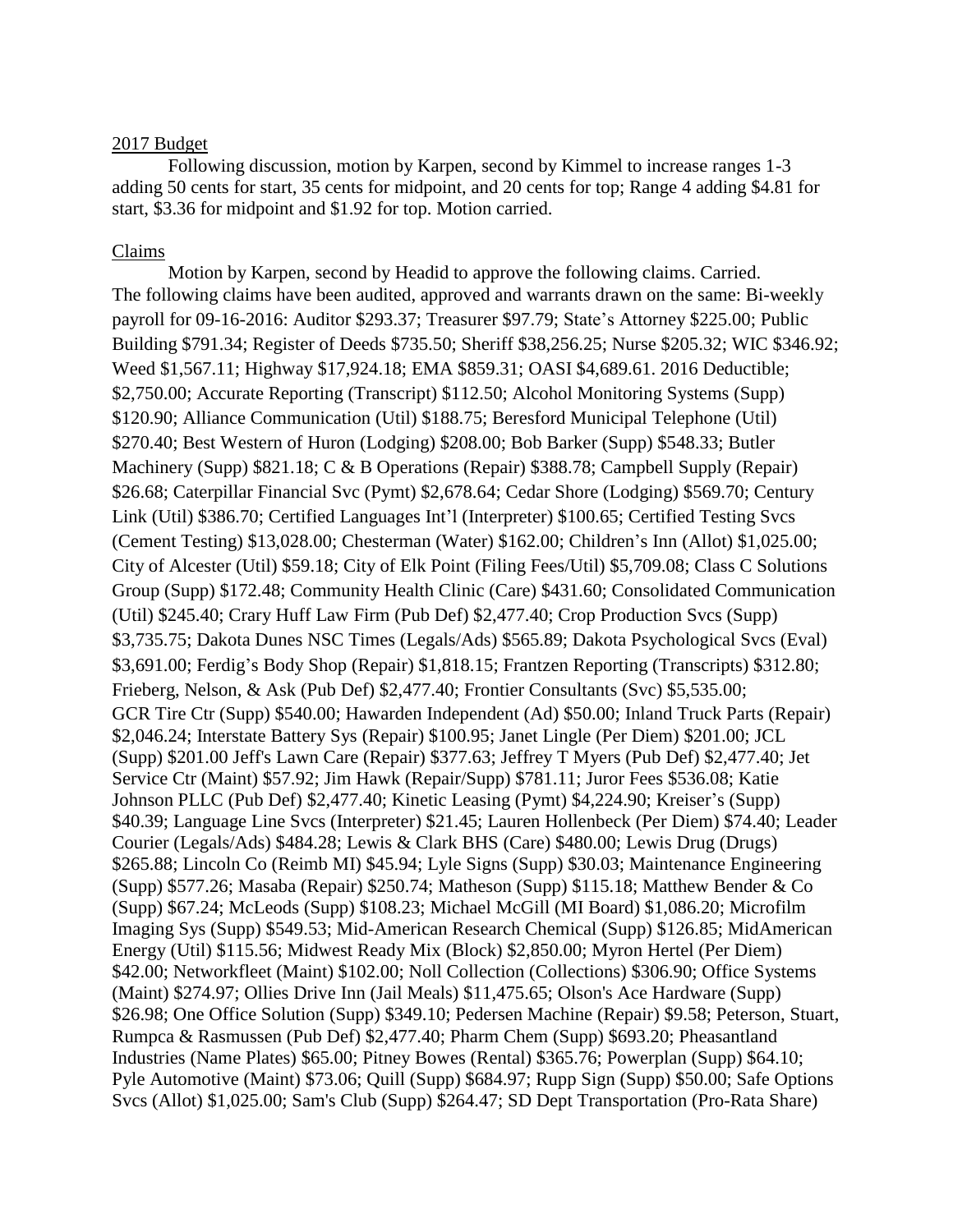2017 Budget

Following discussion, motion by Karpen, second by Kimmel to increase ranges 1-3 adding 50 cents for start, 35 cents for midpoint, and 20 cents for top; Range 4 adding $4.81 for start, $3.36 for midpoint and $1.92 for top. Motion carried.

Claims

Motion by Karpen, second by Headid to approve the following claims. Carried. The following claims have been audited, approved and warrants drawn on the same: Bi-weekly payroll for 09-16-2016: Auditor $293.37; Treasurer $97.79; State's Attorney $225.00; Public Building $791.34; Register of Deeds $735.50; Sheriff $38,256.25; Nurse $205.32; WIC $346.92; Weed $1,567.11; Highway $17,924.18; EMA $859.31; OASI $4,689.61. 2016 Deductible; $2,750.00; Accurate Reporting (Transcript) $112.50; Alcohol Monitoring Systems (Supp) $120.90; Alliance Communication (Util) $188.75; Beresford Municipal Telephone (Util) $270.40; Best Western of Huron (Lodging) $208.00; Bob Barker (Supp) $548.33; Butler Machinery (Supp) $821.18; C & B Operations (Repair) $388.78; Campbell Supply (Repair) $26.68; Caterpillar Financial Svc (Pymt) $2,678.64; Cedar Shore (Lodging) $569.70; Century Link (Util) $386.70; Certified Languages Int'l (Interpreter) $100.65; Certified Testing Svcs (Cement Testing) $13,028.00; Chesterman (Water) $162.00; Children's Inn (Allot) $1,025.00; City of Alcester (Util) $59.18; City of Elk Point (Filing Fees/Util) $5,709.08; Class C Solutions Group (Supp) $172.48; Community Health Clinic (Care) $431.60; Consolidated Communication (Util) $245.40; Crary Huff Law Firm (Pub Def) $2,477.40; Crop Production Svcs (Supp) $3,735.75; Dakota Dunes NSC Times (Legals/Ads) $565.89; Dakota Psychological Svcs (Eval) $3,691.00; Ferdig's Body Shop (Repair) $1,818.15; Frantzen Reporting (Transcripts) $312.80; Frieberg, Nelson, & Ask (Pub Def) $2,477.40; Frontier Consultants (Svc) $5,535.00; GCR Tire Ctr (Supp) $540.00; Hawarden Independent (Ad) $50.00; Inland Truck Parts (Repair) $2,046.24; Interstate Battery Sys (Repair) $100.95; Janet Lingle (Per Diem) $201.00; JCL (Supp) $201.00 Jeff's Lawn Care (Repair) $377.63; Jeffrey T Myers (Pub Def) $2,477.40; Jet Service Ctr (Maint) $57.92; Jim Hawk (Repair/Supp) $781.11; Juror Fees $536.08; Katie Johnson PLLC (Pub Def) $2,477.40; Kinetic Leasing (Pymt) $4,224.90; Kreiser's (Supp) $40.39; Language Line Svcs (Interpreter) $21.45; Lauren Hollenbeck (Per Diem) $74.40; Leader Courier (Legals/Ads) $484.28; Lewis & Clark BHS (Care) $480.00; Lewis Drug (Drugs) $265.88; Lincoln Co (Reimb MI) $45.94; Lyle Signs (Supp) $30.03; Maintenance Engineering (Supp) $577.26; Masaba (Repair) $250.74; Matheson (Supp) $115.18; Matthew Bender & Co (Supp) $67.24; McLeods (Supp) $108.23; Michael McGill (MI Board) $1,086.20; Microfilm Imaging Sys (Supp) $549.53; Mid-American Research Chemical (Supp) $126.85; MidAmerican Energy (Util) $115.56; Midwest Ready Mix (Block) $2,850.00; Myron Hertel (Per Diem) $42.00; Networkfleet (Maint) $102.00; Noll Collection (Collections) $306.90; Office Systems (Maint) $274.97; Ollies Drive Inn (Jail Meals) $11,475.65; Olson's Ace Hardware (Supp) $26.98; One Office Solution (Supp) $349.10; Pedersen Machine (Repair) $9.58; Peterson, Stuart, Rumpca & Rasmussen (Pub Def) $2,477.40; Pharm Chem (Supp) $693.20; Pheasantland Industries (Name Plates) $65.00; Pitney Bowes (Rental) $365.76; Powerplan (Supp) $64.10; Pyle Automotive (Maint) $73.06; Quill (Supp) $684.97; Rupp Sign (Supp) $50.00; Safe Options Svcs (Allot) $1,025.00; Sam's Club (Supp) $264.47; SD Dept Transportation (Pro-Rata Share)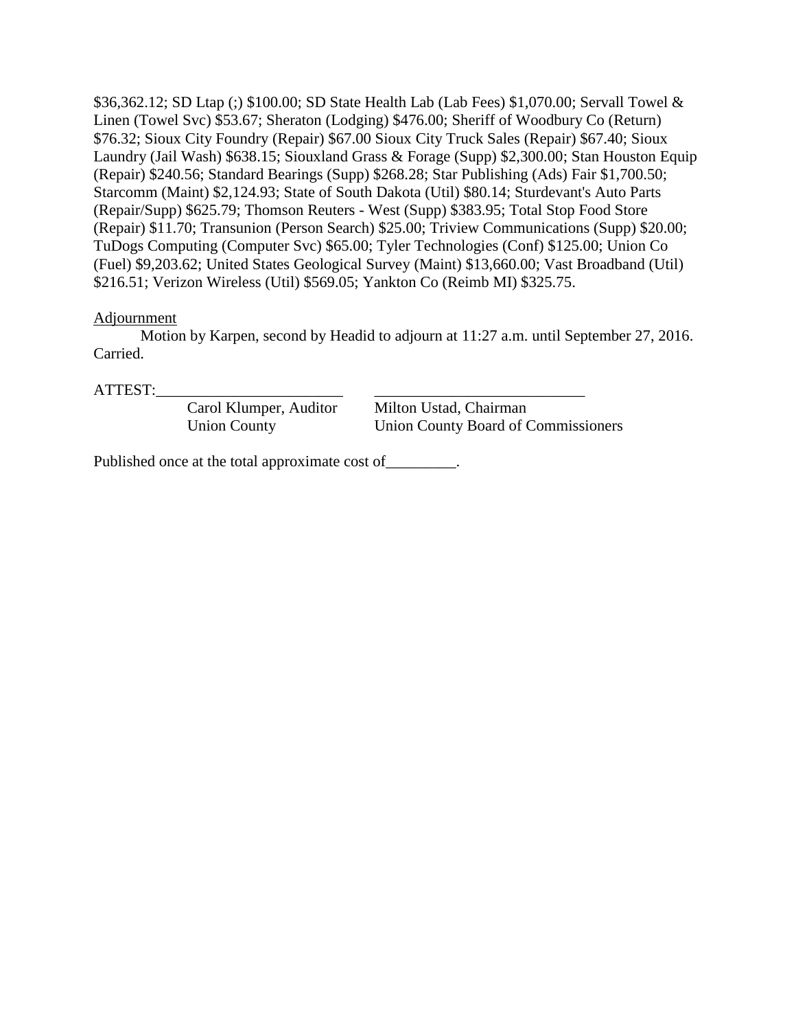$36,362.12; SD Ltap (;) $100.00; SD State Health Lab (Lab Fees) $1,070.00; Servall Towel & Linen (Towel Svc) $53.67; Sheraton (Lodging) $476.00; Sheriff of Woodbury Co (Return) $76.32; Sioux City Foundry (Repair) $67.00 Sioux City Truck Sales (Repair) $67.40; Sioux Laundry (Jail Wash) $638.15; Siouxland Grass & Forage (Supp) $2,300.00; Stan Houston Equip (Repair) $240.56; Standard Bearings (Supp) $268.28; Star Publishing (Ads) Fair $1,700.50; Starcomm (Maint) $2,124.93; State of South Dakota (Util) $80.14; Sturdevant's Auto Parts (Repair/Supp) $625.79; Thomson Reuters - West (Supp) $383.95; Total Stop Food Store (Repair) $11.70; Transunion (Person Search) $25.00; Triview Communications (Supp) $20.00; TuDogs Computing (Computer Svc) $65.00; Tyler Technologies (Conf) $125.00; Union Co (Fuel) $9,203.62; United States Geological Survey (Maint) $13,660.00; Vast Broadband (Util) $216.51; Verizon Wireless (Util) $569.05; Yankton Co (Reimb MI) $325.75.

Adjournment

Motion by Karpen, second by Headid to adjourn at 11:27 a.m. until September 27, 2016. Carried.

ATTEST:________________________ ___________________________

Carol Klumper, Auditor
Union County

Milton Ustad, Chairman
Union County Board of Commissioners

Published once at the total approximate cost of_________.